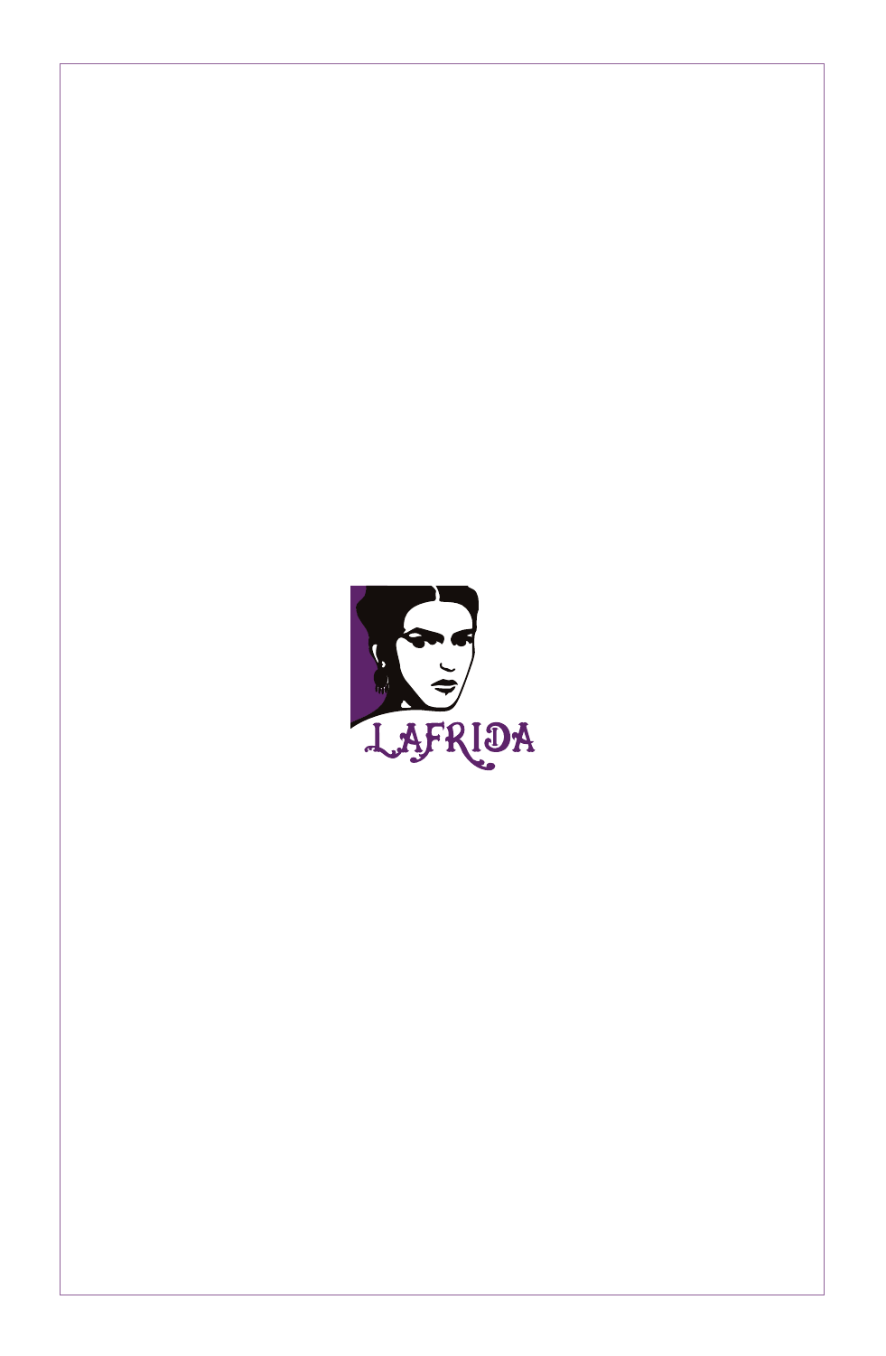LAFRIDA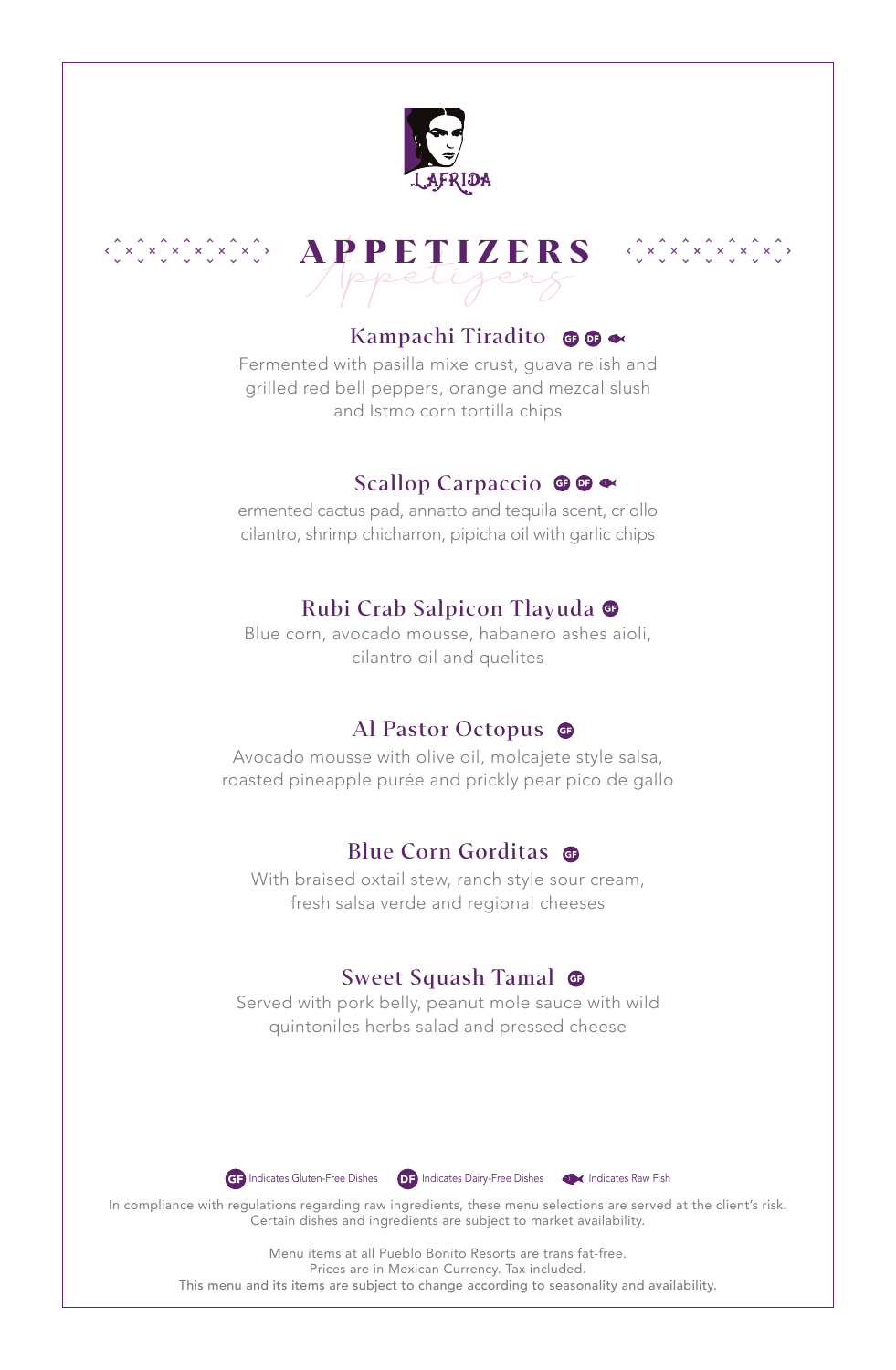LAFRIDA

# APPETIZERS

*Appetizers*

### Kampachi Tiradito GF DF (Raw Fish)

Fermented with pasilla mixe crust, guava relish and grilled red bell peppers, orange and mezcal slush and Istmo corn tortilla chips

### Scallop Carpaccio GF DF (Raw Fish)

ermented cactus pad, annatto and tequila scent, criollo cilantro, shrimp chicharron, pipicha oil with garlic chips

### Rubi Crab Salpicon Tlayuda GF

Blue corn, avocado mousse, habanero ashes aioli, cilantro oil and quelites

### Al Pastor Octopus GF

Avocado mousse with olive oil, molcajete style salsa, roasted pineapple purée and prickly pear pico de gallo

### Blue Corn Gorditas GF

With braised oxtail stew, ranch style sour cream, fresh salsa verde and regional cheeses

### Sweet Squash Tamal GF

Served with pork belly, peanut mole sauce with wild quintoniles herbs salad and pressed cheese

GF Indicates Gluten-Free Dishes DF Indicates Dairy-Free Dishes Indicates Raw Fish

In compliance with regulations regarding raw ingredients, these menu selections are served at the client's risk. Certain dishes and ingredients are subject to market availability.

Menu items at all Pueblo Bonito Resorts are trans fat-free.
Prices are in Mexican Currency. Tax included.
This menu and its items are subject to change according to seasonality and availability.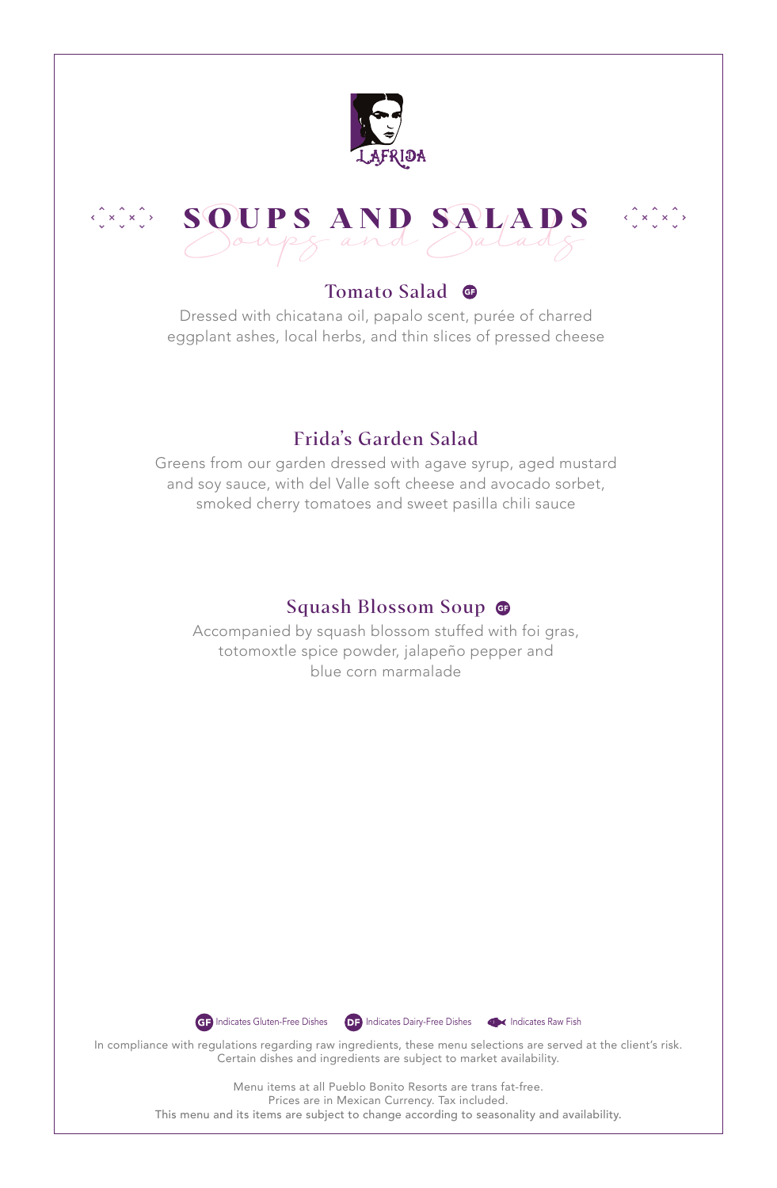LAFRIDA

# SOUPS AND SALADS

### Tomato Salad GF

Dressed with chicatana oil, papalo scent, purée of charred eggplant ashes, local herbs, and thin slices of pressed cheese

### Frida's Garden Salad

Greens from our garden dressed with agave syrup, aged mustard and soy sauce, with del Valle soft cheese and avocado sorbet, smoked cherry tomatoes and sweet pasilla chili sauce

### Squash Blossom Soup GF

Accompanied by squash blossom stuffed with foi gras, totomoxtle spice powder, jalapeño pepper and blue corn marmalade

GF Indicates Gluten-Free Dishes DF Indicates Dairy-Free Dishes Indicates Raw Fish

In compliance with regulations regarding raw ingredients, these menu selections are served at the client's risk. Certain dishes and ingredients are subject to market availability.

Menu items at all Pueblo Bonito Resorts are trans fat-free.
Prices are in Mexican Currency. Tax included.
This menu and its items are subject to change according to seasonality and availability.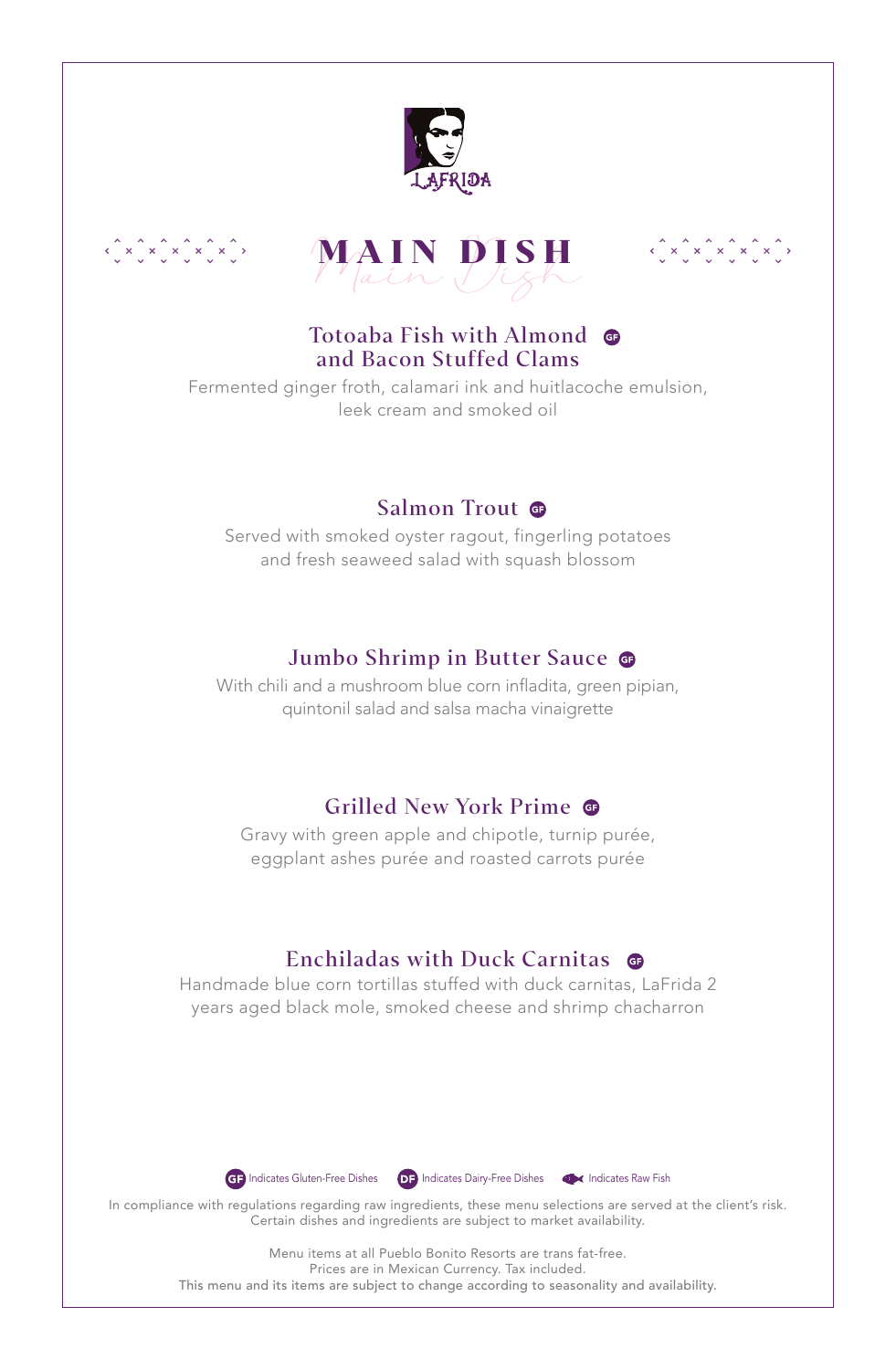LAFRIDA

# MAIN DISH

### Totoaba Fish with Almond and Bacon Stuffed Clams (GF)

Fermented ginger froth, calamari ink and huitlacoche emulsion, leek cream and smoked oil

### Salmon Trout (GF)

Served with smoked oyster ragout, fingerling potatoes and fresh seaweed salad with squash blossom

### Jumbo Shrimp in Butter Sauce (GF)

With chili and a mushroom blue corn infladita, green pipian, quintonil salad and salsa macha vinaigrette

### Grilled New York Prime (GF)

Gravy with green apple and chipotle, turnip purée, eggplant ashes purée and roasted carrots purée

### Enchiladas with Duck Carnitas (GF)

Handmade blue corn tortillas stuffed with duck carnitas, LaFrida 2 years aged black mole, smoked cheese and shrimp chacharron

GF Indicates Gluten-Free Dishes DF Indicates Dairy-Free Dishes Indicates Raw Fish

In compliance with regulations regarding raw ingredients, these menu selections are served at the client's risk. Certain dishes and ingredients are subject to market availability.

Menu items at all Pueblo Bonito Resorts are trans fat-free.
Prices are in Mexican Currency. Tax included.
This menu and its items are subject to change according to seasonality and availability.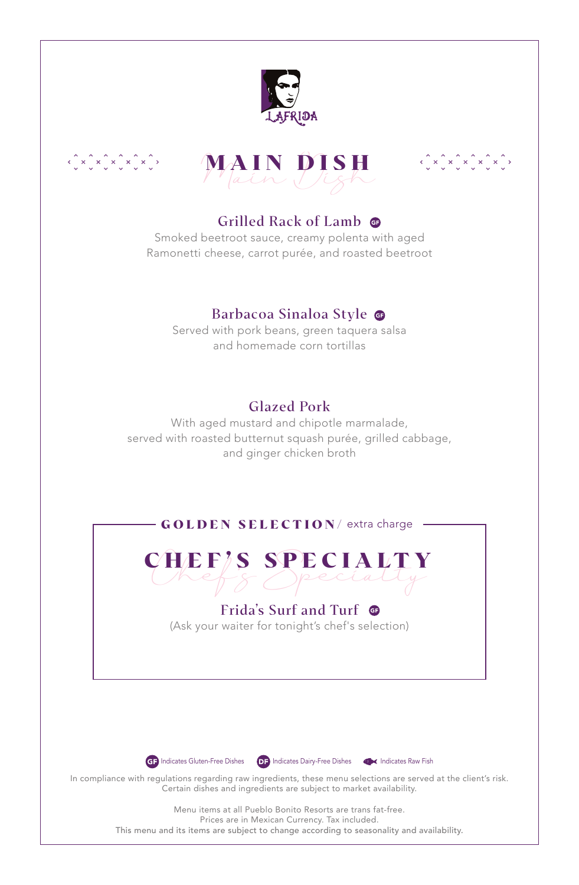LAFRIDA

# MAIN DISH

### Grilled Rack of Lamb GF

Smoked beetroot sauce, creamy polenta with aged Ramonetti cheese, carrot purée, and roasted beetroot

### Barbacoa Sinaloa Style GF

Served with pork beans, green taquera salsa and homemade corn tortillas

### Glazed Pork

With aged mustard and chipotle marmalade, served with roasted butternut squash purée, grilled cabbage, and ginger chicken broth

**GOLDEN SELECTION** / extra charge

## CHEF'S SPECIALTY

### Frida's Surf and Turf GF

(Ask your waiter for tonight's chef's selection)

GF Indicates Gluten-Free Dishes DF Indicates Dairy-Free Dishes Indicates Raw Fish

In compliance with regulations regarding raw ingredients, these menu selections are served at the client's risk. Certain dishes and ingredients are subject to market availability.

Menu items at all Pueblo Bonito Resorts are trans fat-free.
Prices are in Mexican Currency. Tax included.
This menu and its items are subject to change according to seasonality and availability.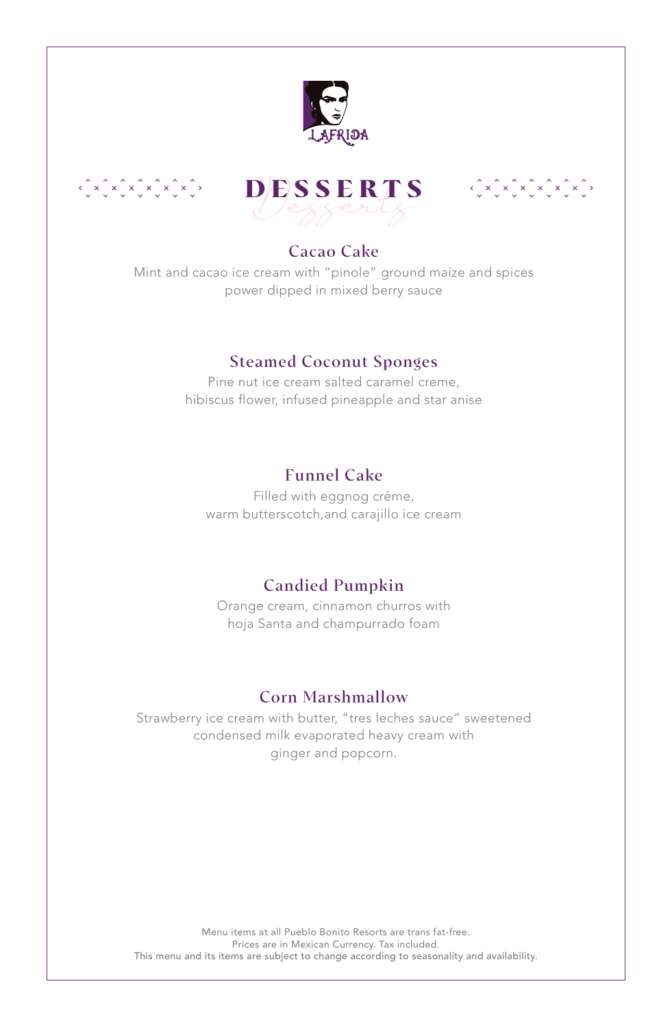LAFRIDA

# DESSERTS

Desserts

## Cacao Cake

Mint and cacao ice cream with "pinole" ground maize and spices power dipped in mixed berry sauce

## Steamed Coconut Sponges

Pine nut ice cream salted caramel creme, hibiscus flower, infused pineapple and star anise

## Funnel Cake

Filled with eggnog créme, warm butterscotch,and carajillo ice cream

## Candied Pumpkin

Orange cream, cinnamon churros with hoja Santa and champurrado foam

## Corn Marshmallow

Strawberry ice cream with butter, "tres leches sauce" sweetened condensed milk evaporated heavy cream with ginger and popcorn.

Menu items at all Pueblo Bonito Resorts are trans fat-free.
Prices are in Mexican Currency. Tax included.
This menu and its items are subject to change according to seasonality and availability.